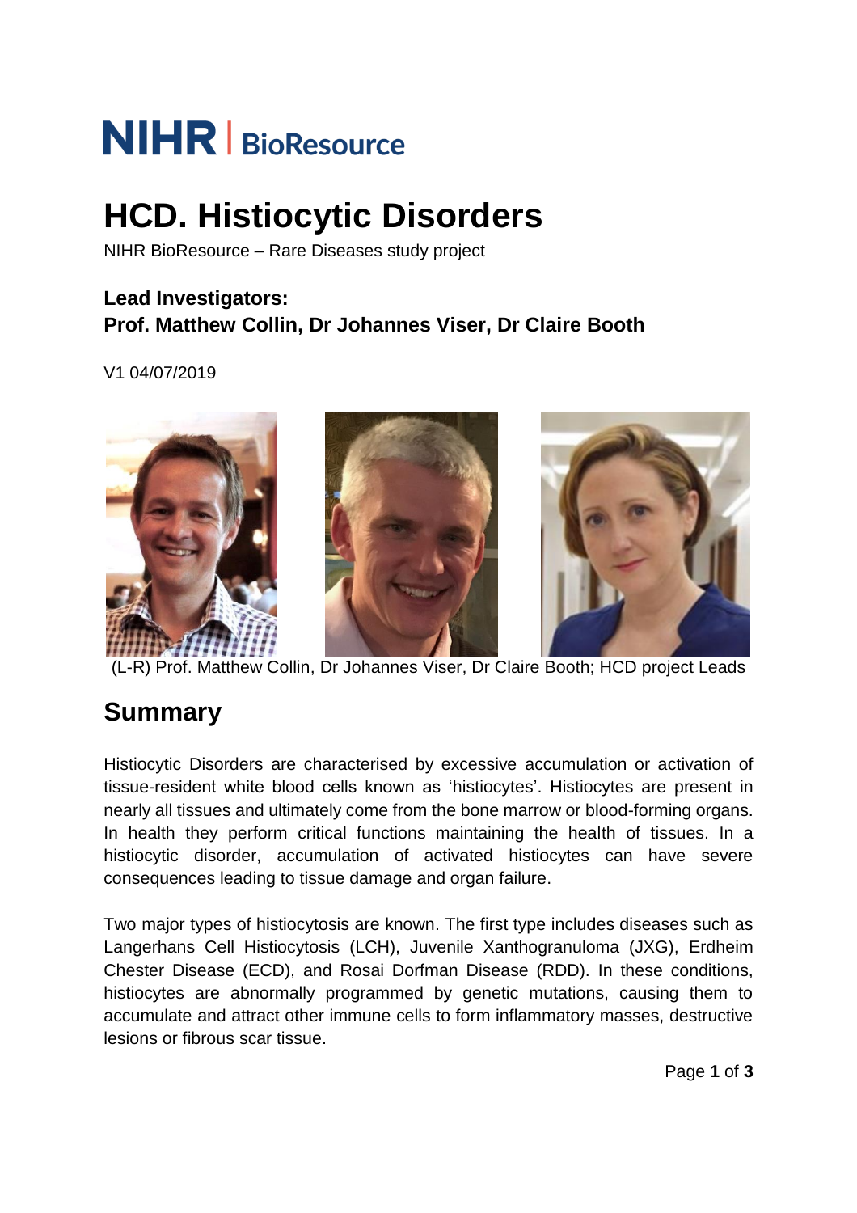NIHR | BioResource

# HCD. Histiocytic Disorders

NIHR BioResource – Rare Diseases study project

**Lead Investigators:**
**Prof. Matthew Collin, Dr Johannes Viser, Dr Claire Booth**

V1 04/07/2019

(L-R) Prof. Matthew Collin, Dr Johannes Viser, Dr Claire Booth; HCD project Leads

## Summary

Histiocytic Disorders are characterised by excessive accumulation or activation of tissue-resident white blood cells known as 'histiocytes'. Histiocytes are present in nearly all tissues and ultimately come from the bone marrow or blood-forming organs. In health they perform critical functions maintaining the health of tissues. In a histiocytic disorder, accumulation of activated histiocytes can have severe consequences leading to tissue damage and organ failure.

Two major types of histiocytosis are known. The first type includes diseases such as Langerhans Cell Histiocytosis (LCH), Juvenile Xanthogranuloma (JXG), Erdheim Chester Disease (ECD), and Rosai Dorfman Disease (RDD). In these conditions, histiocytes are abnormally programmed by genetic mutations, causing them to accumulate and attract other immune cells to form inflammatory masses, destructive lesions or fibrous scar tissue.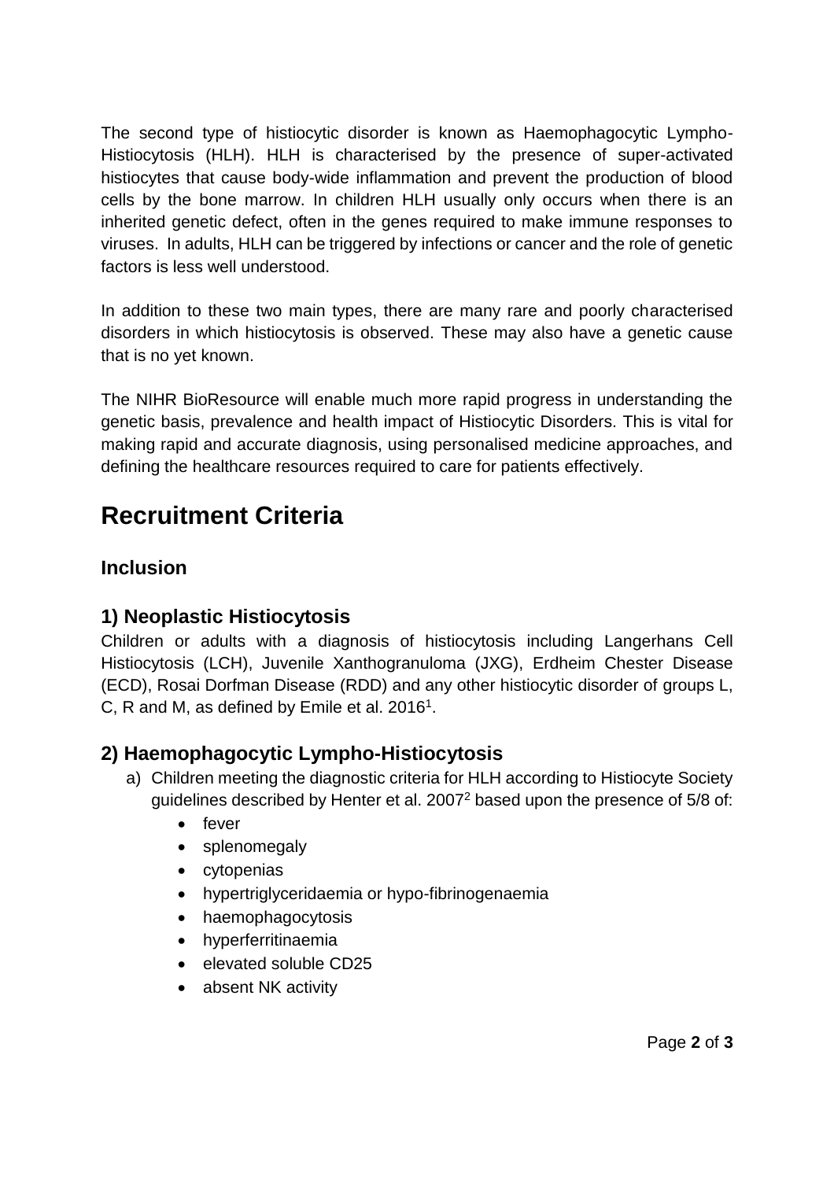The second type of histiocytic disorder is known as Haemophagocytic Lympho-Histiocytosis (HLH). HLH is characterised by the presence of super-activated histiocytes that cause body-wide inflammation and prevent the production of blood cells by the bone marrow. In children HLH usually only occurs when there is an inherited genetic defect, often in the genes required to make immune responses to viruses. In adults, HLH can be triggered by infections or cancer and the role of genetic factors is less well understood.

In addition to these two main types, there are many rare and poorly characterised disorders in which histiocytosis is observed. These may also have a genetic cause that is no yet known.

The NIHR BioResource will enable much more rapid progress in understanding the genetic basis, prevalence and health impact of Histiocytic Disorders. This is vital for making rapid and accurate diagnosis, using personalised medicine approaches, and defining the healthcare resources required to care for patients effectively.

# Recruitment Criteria

## Inclusion

### 1) Neoplastic Histiocytosis

Children or adults with a diagnosis of histiocytosis including Langerhans Cell Histiocytosis (LCH), Juvenile Xanthogranuloma (JXG), Erdheim Chester Disease (ECD), Rosai Dorfman Disease (RDD) and any other histiocytic disorder of groups L, C, R and M, as defined by Emile et al. 2016[1].

### 2) Haemophagocytic Lympho-Histiocytosis

a) Children meeting the diagnostic criteria for HLH according to Histiocyte Society guidelines described by Henter et al. 2007[2] based upon the presence of 5/8 of:
    - fever
    - splenomegaly
    - cytopenias
    - hypertriglyceridaemia or hypo-fibrinogenaemia
    - haemophagocytosis
    - hyperferritinaemia
    - elevated soluble CD25
    - absent NK activity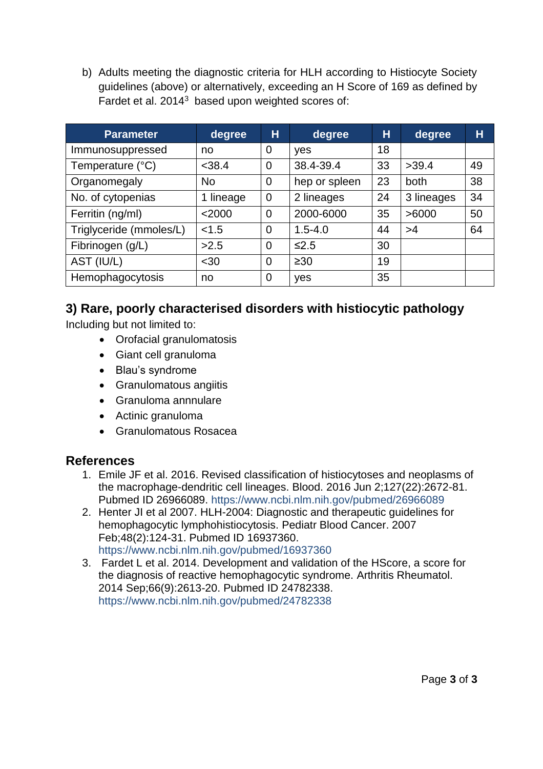b) Adults meeting the diagnostic criteria for HLH according to Histiocyte Society guidelines (above) or alternatively, exceeding an H Score of 169 as defined by Fardet et al. 2014[3] based upon weighted scores of:

| Parameter | degree | H | degree | H | degree | H |
|---|---|---|---|---|---|---|
| Immunosuppressed | no | 0 | yes | 18 | | |
| Temperature (°C) | <38.4 | 0 | 38.4-39.4 | 33 | >39.4 | 49 |
| Organomegaly | No | 0 | hep or spleen | 23 | both | 38 |
| No. of cytopenias | 1 lineage | 0 | 2 lineages | 24 | 3 lineages | 34 |
| Ferritin (ng/ml) | <2000 | 0 | 2000-6000 | 35 | >6000 | 50 |
| Triglyceride (mmoles/L) | <1.5 | 0 | 1.5-4.0 | 44 | >4 | 64 |
| Fibrinogen (g/L) | >2.5 | 0 | ≤2.5 | 30 | | |
| AST (IU/L) | <30 | 0 | ≥30 | 19 | | |
| Hemophagocytosis | no | 0 | yes | 35 | | |

## 3) Rare, poorly characterised disorders with histiocytic pathology

Including but not limited to:

- Orofacial granulomatosis
- Giant cell granuloma
- Blau's syndrome
- Granulomatous angiitis
- Granuloma annnulare
- Actinic granuloma
- Granulomatous Rosacea

## References

1. Emile JF et al. 2016. Revised classification of histiocytoses and neoplasms of the macrophage-dendritic cell lineages. Blood. 2016 Jun 2;127(22):2672-81. Pubmed ID 26966089. https://www.ncbi.nlm.nih.gov/pubmed/26966089
2. Henter JI et al 2007. HLH-2004: Diagnostic and therapeutic guidelines for hemophagocytic lymphohistiocytosis. Pediatr Blood Cancer. 2007 Feb;48(2):124-31. Pubmed ID 16937360. https://www.ncbi.nlm.nih.gov/pubmed/16937360
3. Fardet L et al. 2014. Development and validation of the HScore, a score for the diagnosis of reactive hemophagocytic syndrome. Arthritis Rheumatol. 2014 Sep;66(9):2613-20. Pubmed ID 24782338. https://www.ncbi.nlm.nih.gov/pubmed/24782338